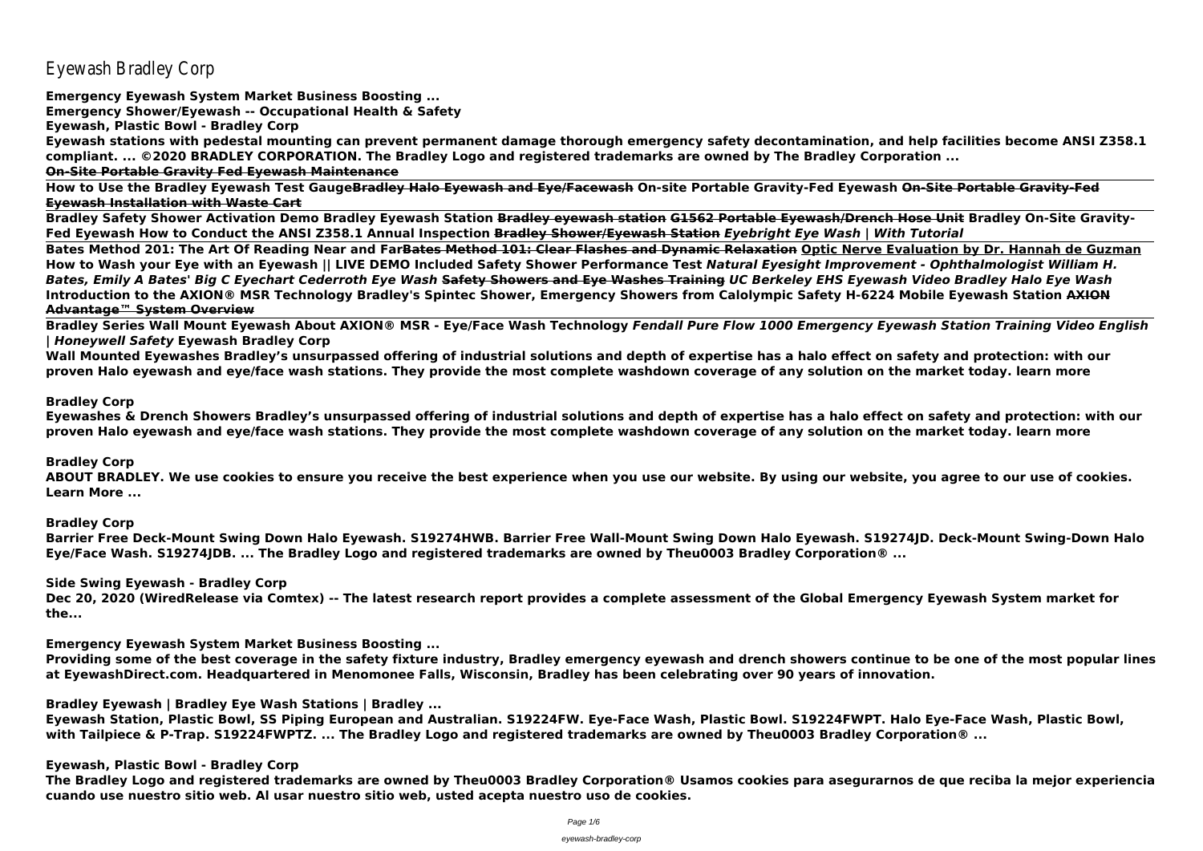# Eyewash Bradley Corp

**Emergency Eyewash System Market Business Boosting ...**

**Emergency Shower/Eyewash -- Occupational Health & Safety**

**Eyewash, Plastic Bowl - Bradley Corp**

**Eyewash stations with pedestal mounting can prevent permanent damage thorough emergency safety decontamination, and help facilities become ANSI Z358.1 compliant. ... ©2020 BRADLEY CORPORATION. The Bradley Logo and registered trademarks are owned by The Bradley Corporation ...**

**On-Site Portable Gravity Fed Eyewash Maintenance**

**How to Use the Bradley Eyewash Test Gauge~~Bradley Halo Eyewash and Eye/Facewash~~ On-site Portable Gravity-Fed Eyewash ~~On-Site Portable Gravity-Fed Eyewash Installation with Waste Cart~~**

**Bradley Safety Shower Activation Demo Bradley Eyewash Station ~~Bradley eyewash station~~ ~~G1562 Portable Eyewash/Drench Hose Unit~~ Bradley On-Site Gravity-Fed Eyewash How to Conduct the ANSI Z358.1 Annual Inspection ~~Bradley Shower/Eyewash Station~~ *Eyebright Eye Wash | With Tutorial***

**Bates Method 201: The Art Of Reading Near and Far~~Bates Method 101: Clear Flashes and Dynamic Relaxation~~ Optic Nerve Evaluation by Dr. Hannah de Guzman How to Wash your Eye with an Eyewash || LIVE DEMO Included Safety Shower Performance Test *Natural Eyesight Improvement - Ophthalmologist William H. Bates, Emily A Bates' Big C Eyechart Cederroth Eye Wash* ~~Safety Showers and Eye Washes Training~~ *UC Berkeley EHS Eyewash Video Bradley Halo Eye Wash* Introduction to the AXION® MSR Technology Bradley's Spintec Shower, Emergency Showers from Calolympic Safety H-6224 Mobile Eyewash Station ~~AXION Advantage™ System Overview~~**

**Bradley Series Wall Mount Eyewash About AXION® MSR - Eye/Face Wash Technology *Fendall Pure Flow 1000 Emergency Eyewash Station Training Video English | Honeywell Safety* Eyewash Bradley Corp**

**Wall Mounted Eyewashes Bradley's unsurpassed offering of industrial solutions and depth of expertise has a halo effect on safety and protection: with our proven Halo eyewash and eye/face wash stations. They provide the most complete washdown coverage of any solution on the market today. learn more**

**Bradley Corp**

**Eyewashes & Drench Showers Bradley's unsurpassed offering of industrial solutions and depth of expertise has a halo effect on safety and protection: with our proven Halo eyewash and eye/face wash stations. They provide the most complete washdown coverage of any solution on the market today. learn more**

**Bradley Corp**

**ABOUT BRADLEY. We use cookies to ensure you receive the best experience when you use our website. By using our website, you agree to our use of cookies. Learn More ...**

**Bradley Corp**

**Barrier Free Deck-Mount Swing Down Halo Eyewash. S19274HWB. Barrier Free Wall-Mount Swing Down Halo Eyewash. S19274JD. Deck-Mount Swing-Down Halo Eye/Face Wash. S19274JDB. ... The Bradley Logo and registered trademarks are owned by Theu0003 Bradley Corporation® ...**

**Side Swing Eyewash - Bradley Corp**

**Dec 20, 2020 (WiredRelease via Comtex) -- The latest research report provides a complete assessment of the Global Emergency Eyewash System market for the...**

**Emergency Eyewash System Market Business Boosting ...**

**Providing some of the best coverage in the safety fixture industry, Bradley emergency eyewash and drench showers continue to be one of the most popular lines at EyewashDirect.com. Headquartered in Menomonee Falls, Wisconsin, Bradley has been celebrating over 90 years of innovation.**

**Bradley Eyewash | Bradley Eye Wash Stations | Bradley ...**

**Eyewash Station, Plastic Bowl, SS Piping European and Australian. S19224FW. Eye-Face Wash, Plastic Bowl. S19224FWPT. Halo Eye-Face Wash, Plastic Bowl, with Tailpiece & P-Trap. S19224FWPTZ. ... The Bradley Logo and registered trademarks are owned by Theu0003 Bradley Corporation® ...**

**Eyewash, Plastic Bowl - Bradley Corp**

**The Bradley Logo and registered trademarks are owned by Theu0003 Bradley Corporation® Usamos cookies para asegurarnos de que reciba la mejor experiencia cuando use nuestro sitio web. Al usar nuestro sitio web, usted acepta nuestro uso de cookies.**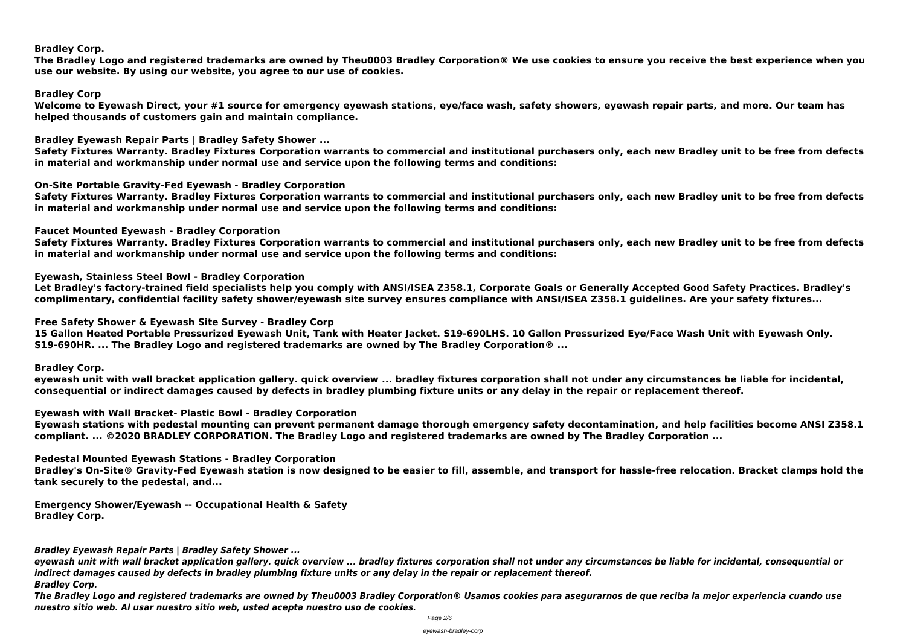**Bradley Corp.**

**The Bradley Logo and registered trademarks are owned by Theu0003 Bradley Corporation® We use cookies to ensure you receive the best experience when you use our website. By using our website, you agree to our use of cookies.**

**Bradley Corp**

**Welcome to Eyewash Direct, your #1 source for emergency eyewash stations, eye/face wash, safety showers, eyewash repair parts, and more. Our team has helped thousands of customers gain and maintain compliance.**

**Bradley Eyewash Repair Parts | Bradley Safety Shower ...**

**Safety Fixtures Warranty. Bradley Fixtures Corporation warrants to commercial and institutional purchasers only, each new Bradley unit to be free from defects in material and workmanship under normal use and service upon the following terms and conditions:**

**On-Site Portable Gravity-Fed Eyewash - Bradley Corporation**

**Safety Fixtures Warranty. Bradley Fixtures Corporation warrants to commercial and institutional purchasers only, each new Bradley unit to be free from defects in material and workmanship under normal use and service upon the following terms and conditions:**

**Faucet Mounted Eyewash - Bradley Corporation**

**Safety Fixtures Warranty. Bradley Fixtures Corporation warrants to commercial and institutional purchasers only, each new Bradley unit to be free from defects in material and workmanship under normal use and service upon the following terms and conditions:**

**Eyewash, Stainless Steel Bowl - Bradley Corporation**

**Let Bradley's factory-trained field specialists help you comply with ANSI/ISEA Z358.1, Corporate Goals or Generally Accepted Good Safety Practices. Bradley's complimentary, confidential facility safety shower/eyewash site survey ensures compliance with ANSI/ISEA Z358.1 guidelines. Are your safety fixtures...**

**Free Safety Shower & Eyewash Site Survey - Bradley Corp**

**15 Gallon Heated Portable Pressurized Eyewash Unit, Tank with Heater Jacket. S19-690LHS. 10 Gallon Pressurized Eye/Face Wash Unit with Eyewash Only. S19-690HR. ... The Bradley Logo and registered trademarks are owned by The Bradley Corporation® ...**

**Bradley Corp.**

**eyewash unit with wall bracket application gallery. quick overview ... bradley fixtures corporation shall not under any circumstances be liable for incidental, consequential or indirect damages caused by defects in bradley plumbing fixture units or any delay in the repair or replacement thereof.**

**Eyewash with Wall Bracket- Plastic Bowl - Bradley Corporation**

**Eyewash stations with pedestal mounting can prevent permanent damage thorough emergency safety decontamination, and help facilities become ANSI Z358.1 compliant. ... ©2020 BRADLEY CORPORATION. The Bradley Logo and registered trademarks are owned by The Bradley Corporation ...**

**Pedestal Mounted Eyewash Stations - Bradley Corporation**

**Bradley's On-Site® Gravity-Fed Eyewash station is now designed to be easier to fill, assemble, and transport for hassle-free relocation. Bracket clamps hold the tank securely to the pedestal, and...**

**Emergency Shower/Eyewash -- Occupational Health & Safety**
**Bradley Corp.**

***Bradley Eyewash Repair Parts | Bradley Safety Shower ...***

***eyewash unit with wall bracket application gallery. quick overview ... bradley fixtures corporation shall not under any circumstances be liable for incidental, consequential or indirect damages caused by defects in bradley plumbing fixture units or any delay in the repair or replacement thereof.***
***Bradley Corp.***

***The Bradley Logo and registered trademarks are owned by Theu0003 Bradley Corporation® Usamos cookies para asegurarnos de que reciba la mejor experiencia cuando use nuestro sitio web. Al usar nuestro sitio web, usted acepta nuestro uso de cookies.***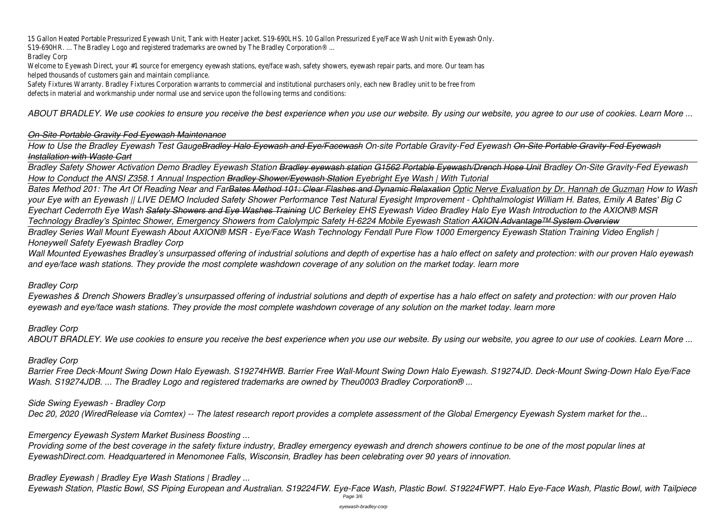15 Gallon Heated Portable Pressurized Eyewash Unit, Tank with Heater Jacket. S19-690LHS. 10 Gallon Pressurized Eye/Face Wash Unit with Eyewash Only. S19-690HR. ... The Bradley Logo and registered trademarks are owned by The Bradley Corporation® ...

Bradley Corp

Welcome to Eyewash Direct, your #1 source for emergency eyewash stations, eye/face wash, safety showers, eyewash repair parts, and more. Our team has helped thousands of customers gain and maintain compliance.

Safety Fixtures Warranty. Bradley Fixtures Corporation warrants to commercial and institutional purchasers only, each new Bradley unit to be free from defects in material and workmanship under normal use and service upon the following terms and conditions:

*ABOUT BRADLEY. We use cookies to ensure you receive the best experience when you use our website. By using our website, you agree to our use of cookies. Learn More ...*

*~~On-Site Portable Gravity Fed Eyewash Maintenance~~*

*How to Use the Bradley Eyewash Test Gauge~~Bradley Halo Eyewash and Eye/Facewash~~ On-site Portable Gravity-Fed Eyewash ~~On-Site Portable Gravity-Fed Eyewash Installation with Waste Cart~~*

*Bradley Safety Shower Activation Demo Bradley Eyewash Station ~~Bradley eyewash station G1562 Portable Eyewash/Drench Hose Unit~~ Bradley On-Site Gravity-Fed Eyewash How to Conduct the ANSI Z358.1 Annual Inspection ~~Bradley Shower/Eyewash Station~~ Eyebright Eye Wash | With Tutorial*

*Bates Method 201: The Art Of Reading Near and Far~~Bates Method 101: Clear Flashes and Dynamic Relaxation~~ Optic Nerve Evaluation by Dr. Hannah de Guzman How to Wash your Eye with an Eyewash || LIVE DEMO Included Safety Shower Performance Test Natural Eyesight Improvement - Ophthalmologist William H. Bates, Emily A Bates' Big C Eyechart Cederroth Eye Wash ~~Safety Showers and Eye Washes Training~~ UC Berkeley EHS Eyewash Video Bradley Halo Eye Wash Introduction to the AXION® MSR Technology Bradley's Spintec Shower, Emergency Showers from Calolympic Safety H-6224 Mobile Eyewash Station ~~AXION Advantage™ System Overview~~*

*Bradley Series Wall Mount Eyewash About AXION® MSR - Eye/Face Wash Technology Fendall Pure Flow 1000 Emergency Eyewash Station Training Video English | Honeywell Safety Eyewash Bradley Corp*

*Wall Mounted Eyewashes Bradley's unsurpassed offering of industrial solutions and depth of expertise has a halo effect on safety and protection: with our proven Halo eyewash and eye/face wash stations. They provide the most complete washdown coverage of any solution on the market today. learn more*

*Bradley Corp*

*Eyewashes & Drench Showers Bradley's unsurpassed offering of industrial solutions and depth of expertise has a halo effect on safety and protection: with our proven Halo eyewash and eye/face wash stations. They provide the most complete washdown coverage of any solution on the market today. learn more*

*Bradley Corp*

*ABOUT BRADLEY. We use cookies to ensure you receive the best experience when you use our website. By using our website, you agree to our use of cookies. Learn More ...*

*Bradley Corp*

*Barrier Free Deck-Mount Swing Down Halo Eyewash. S19274HWB. Barrier Free Wall-Mount Swing Down Halo Eyewash. S19274JD. Deck-Mount Swing-Down Halo Eye/Face Wash. S19274JDB. ... The Bradley Logo and registered trademarks are owned by Theu0003 Bradley Corporation® ...*

*Side Swing Eyewash - Bradley Corp*

*Dec 20, 2020 (WiredRelease via Comtex) -- The latest research report provides a complete assessment of the Global Emergency Eyewash System market for the...*

*Emergency Eyewash System Market Business Boosting ...*

*Providing some of the best coverage in the safety fixture industry, Bradley emergency eyewash and drench showers continue to be one of the most popular lines at EyewashDirect.com. Headquartered in Menomonee Falls, Wisconsin, Bradley has been celebrating over 90 years of innovation.*

*Bradley Eyewash | Bradley Eye Wash Stations | Bradley ...*

*Eyewash Station, Plastic Bowl, SS Piping European and Australian. S19224FW. Eye-Face Wash, Plastic Bowl. S19224FWPT. Halo Eye-Face Wash, Plastic Bowl, with Tailpiece*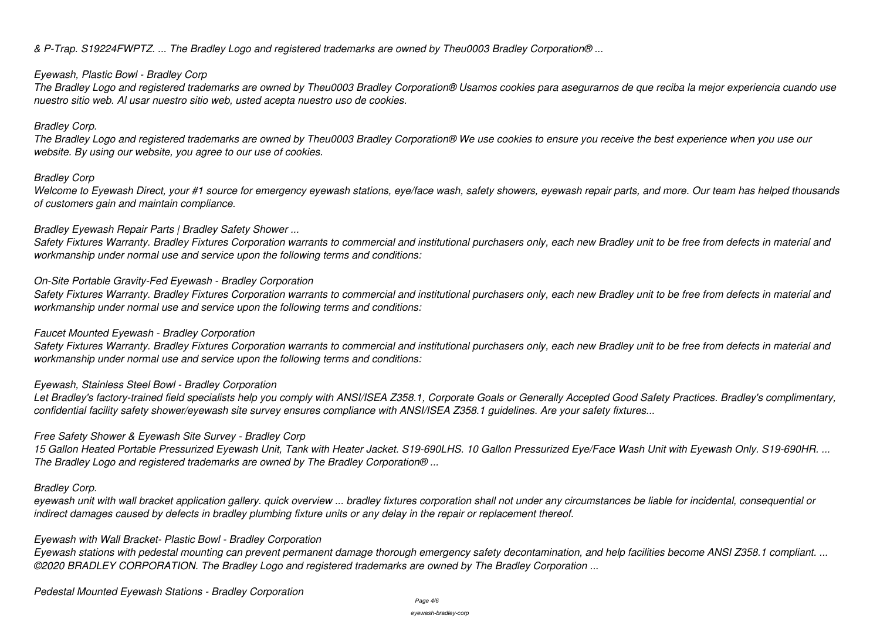*& P-Trap. S19224FWPTZ. ... The Bradley Logo and registered trademarks are owned by Theu0003 Bradley Corporation® ...*

*Eyewash, Plastic Bowl - Bradley Corp*

*The Bradley Logo and registered trademarks are owned by Theu0003 Bradley Corporation® Usamos cookies para asegurarnos de que reciba la mejor experiencia cuando use nuestro sitio web. Al usar nuestro sitio web, usted acepta nuestro uso de cookies.*

*Bradley Corp.*

*The Bradley Logo and registered trademarks are owned by Theu0003 Bradley Corporation® We use cookies to ensure you receive the best experience when you use our website. By using our website, you agree to our use of cookies.*

*Bradley Corp*

*Welcome to Eyewash Direct, your #1 source for emergency eyewash stations, eye/face wash, safety showers, eyewash repair parts, and more. Our team has helped thousands of customers gain and maintain compliance.*

*Bradley Eyewash Repair Parts | Bradley Safety Shower ...*

*Safety Fixtures Warranty. Bradley Fixtures Corporation warrants to commercial and institutional purchasers only, each new Bradley unit to be free from defects in material and workmanship under normal use and service upon the following terms and conditions:*

*On-Site Portable Gravity-Fed Eyewash - Bradley Corporation*

*Safety Fixtures Warranty. Bradley Fixtures Corporation warrants to commercial and institutional purchasers only, each new Bradley unit to be free from defects in material and workmanship under normal use and service upon the following terms and conditions:*

*Faucet Mounted Eyewash - Bradley Corporation*

*Safety Fixtures Warranty. Bradley Fixtures Corporation warrants to commercial and institutional purchasers only, each new Bradley unit to be free from defects in material and workmanship under normal use and service upon the following terms and conditions:*

*Eyewash, Stainless Steel Bowl - Bradley Corporation*

*Let Bradley's factory-trained field specialists help you comply with ANSI/ISEA Z358.1, Corporate Goals or Generally Accepted Good Safety Practices. Bradley's complimentary, confidential facility safety shower/eyewash site survey ensures compliance with ANSI/ISEA Z358.1 guidelines. Are your safety fixtures...*

*Free Safety Shower & Eyewash Site Survey - Bradley Corp*

*15 Gallon Heated Portable Pressurized Eyewash Unit, Tank with Heater Jacket. S19-690LHS. 10 Gallon Pressurized Eye/Face Wash Unit with Eyewash Only. S19-690HR. ... The Bradley Logo and registered trademarks are owned by The Bradley Corporation® ...*

*Bradley Corp.*

*eyewash unit with wall bracket application gallery. quick overview ... bradley fixtures corporation shall not under any circumstances be liable for incidental, consequential or indirect damages caused by defects in bradley plumbing fixture units or any delay in the repair or replacement thereof.*

*Eyewash with Wall Bracket- Plastic Bowl - Bradley Corporation*

*Eyewash stations with pedestal mounting can prevent permanent damage thorough emergency safety decontamination, and help facilities become ANSI Z358.1 compliant. ... ©2020 BRADLEY CORPORATION. The Bradley Logo and registered trademarks are owned by The Bradley Corporation ...*

*Pedestal Mounted Eyewash Stations - Bradley Corporation*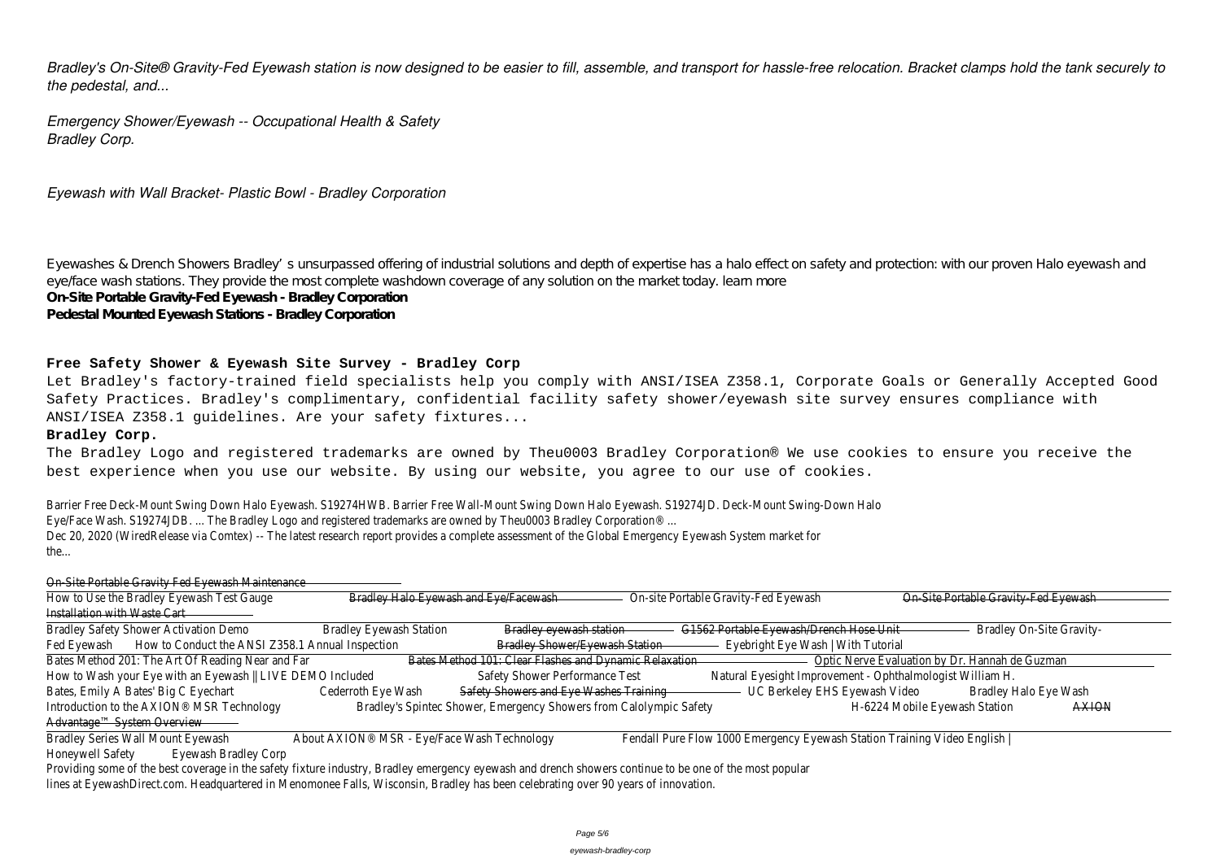*Bradley's On-Site® Gravity-Fed Eyewash station is now designed to be easier to fill, assemble, and transport for hassle-free relocation. Bracket clamps hold the tank securely to the pedestal, and...*

*Emergency Shower/Eyewash -- Occupational Health & Safety*
*Bradley Corp.*

*Eyewash with Wall Bracket- Plastic Bowl - Bradley Corporation*

Eyewashes & Drench Showers Bradley's unsurpassed offering of industrial solutions and depth of expertise has a halo effect on safety and protection: with our proven Halo eyewash and eye/face wash stations. They provide the most complete washdown coverage of any solution on the market today. learn more

**On-Site Portable Gravity-Fed Eyewash - Bradley Corporation**

**Pedestal Mounted Eyewash Stations - Bradley Corporation**

**Free Safety Shower & Eyewash Site Survey - Bradley Corp**

Let Bradley's factory-trained field specialists help you comply with ANSI/ISEA Z358.1, Corporate Goals or Generally Accepted Good Safety Practices. Bradley's complimentary, confidential facility safety shower/eyewash site survey ensures compliance with ANSI/ISEA Z358.1 guidelines. Are your safety fixtures...

**Bradley Corp.**

The Bradley Logo and registered trademarks are owned by Theu0003 Bradley Corporation® We use cookies to ensure you receive the best experience when you use our website. By using our website, you agree to our use of cookies.

Barrier Free Deck-Mount Swing Down Halo Eyewash. S19274HWB. Barrier Free Wall-Mount Swing Down Halo Eyewash. S19274JD. Deck-Mount Swing-Down Halo Eye/Face Wash. S19274JDB. ... The Bradley Logo and registered trademarks are owned by Theu0003 Bradley Corporation® ...

Dec 20, 2020 (WiredRelease via Comtex) -- The latest research report provides a complete assessment of the Global Emergency Eyewash System market for the...

On-Site Portable Gravity Fed Eyewash Maintenance

How to Use the Bradley Eyewash Test Gauge Bradley Halo Eyewash and Eye/Facewash On-site Portable Gravity-Fed Eyewash On-Site Portable Gravity-Fed Eyewash Installation with Waste Cart

Bradley Safety Shower Activation Demo Bradley Eyewash Station Bradley eyewash station G1562 Portable Eyewash/Drench Hose Unit Bradley On-Site Gravity-Fed Eyewash How to Conduct the ANSI Z358.1 Annual Inspection Bradley Shower/Eyewash Station Eyebright Eye Wash | With Tutorial

Bates Method 201: The Art Of Reading Near and Far Bates Method 101: Clear Flashes and Dynamic Relaxation Optic Nerve Evaluation by Dr. Hannah de Guzman

How to Wash your Eye with an Eyewash || LIVE DEMO Included Safety Shower Performance Test Natural Eyesight Improvement - Ophthalmologist William H. Bates, Emily A Bates' Big C Eyechart Cederroth Eye Wash Safety Showers and Eye Washes Training UC Berkeley EHS Eyewash Video Bradley Halo Eye Wash

Introduction to the AXION® MSR Technology Bradley's Spintec Shower, Emergency Showers from Calolympic Safety H-6224 Mobile Eyewash Station AXION Advantage™ System Overview

Bradley Series Wall Mount Eyewash About AXION® MSR - Eye/Face Wash Technology Fendall Pure Flow 1000 Emergency Eyewash Station Training Video English | Honeywell Safety Eyewash Bradley Corp

Providing some of the best coverage in the safety fixture industry, Bradley emergency eyewash and drench showers continue to be one of the most popular lines at EyewashDirect.com. Headquartered in Menomonee Falls, Wisconsin, Bradley has been celebrating over 90 years of innovation.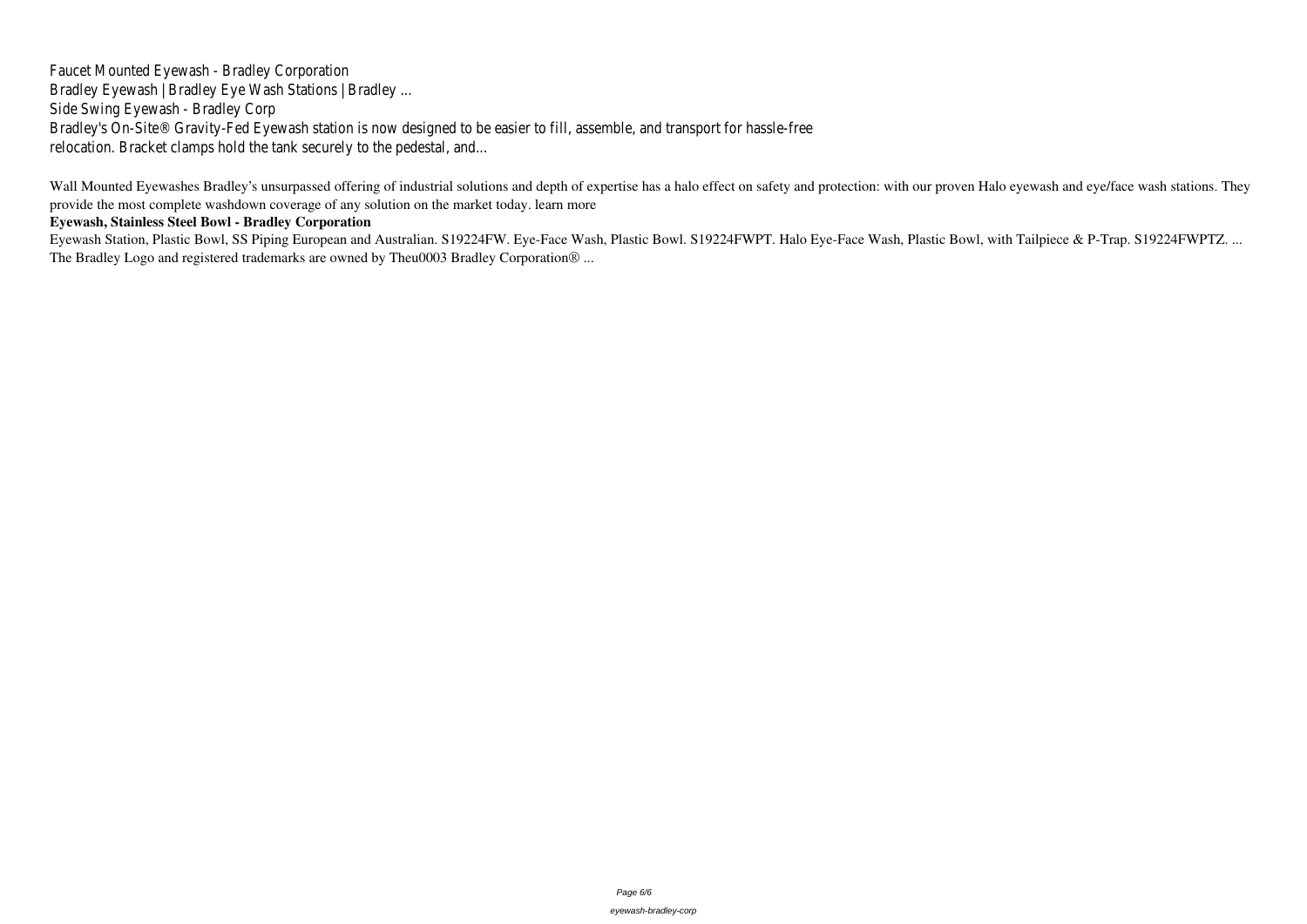Faucet Mounted Eyewash - Bradley Corporation
Bradley Eyewash | Bradley Eye Wash Stations | Bradley ...
Side Swing Eyewash - Bradley Corp
Bradley's On-Site® Gravity-Fed Eyewash station is now designed to be easier to fill, assemble, and transport for hassle-free relocation. Bracket clamps hold the tank securely to the pedestal, and...

Wall Mounted Eyewashes Bradley's unsurpassed offering of industrial solutions and depth of expertise has a halo effect on safety and protection: with our proven Halo eyewash and eye/face wash stations. They provide the most complete washdown coverage of any solution on the market today. learn more

**Eyewash, Stainless Steel Bowl - Bradley Corporation**

Eyewash Station, Plastic Bowl, SS Piping European and Australian. S19224FW. Eye-Face Wash, Plastic Bowl. S19224FWPT. Halo Eye-Face Wash, Plastic Bowl, with Tailpiece & P-Trap. S19224FWPTZ. ... The Bradley Logo and registered trademarks are owned by Theu0003 Bradley Corporation® ...